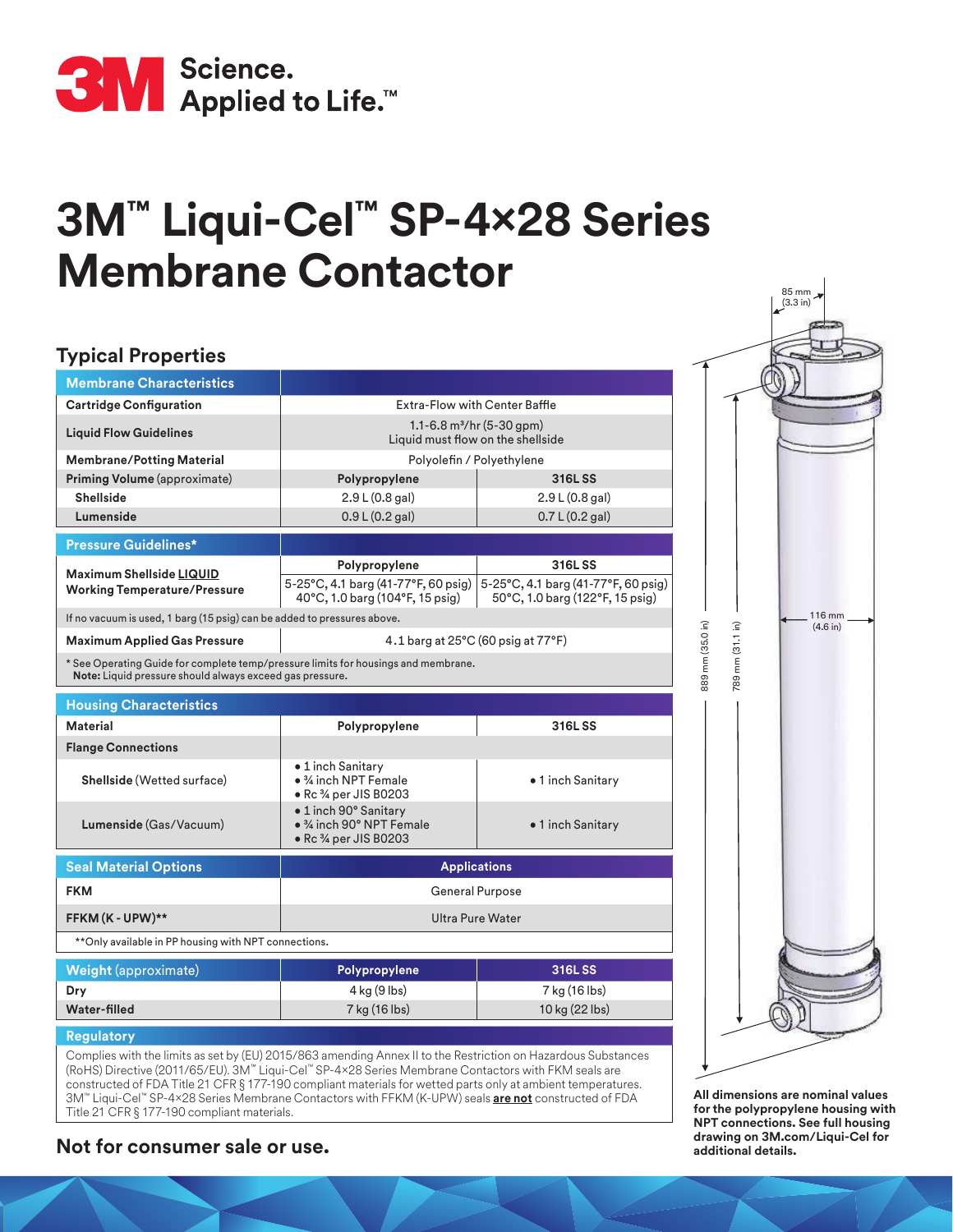**3M** Science. Applied to Life.™

# 3M™ Liqui-Cel™ SP-4×28 Series Membrane Contactor

## Typical Properties

| Membrane Characteristics | | |
|---|---|---|
| **Cartridge Configuration** | Extra-Flow with Center Baffle | |
| **Liquid Flow Guidelines** | 1.1-6.8 m³/hr (5-30 gpm)<br>Liquid must flow on the shellside | |
| **Membrane/Potting Material** | Polyolefin / Polyethylene | |
| **Priming Volume** (approximate) | **Polypropylene** | **316L SS** |
| **Shellside** | 2.9 L (0.8 gal) | 2.9 L (0.8 gal) |
| **Lumenside** | 0.9 L (0.2 gal) | 0.7 L (0.2 gal) |

| Pressure Guidelines* | | |
|---|---|---|
| **Maximum Shellside LIQUID Working Temperature/Pressure** | **Polypropylene** | **316L SS** |
| | 5-25°C, 4.1 barg (41-77°F, 60 psig)<br>40°C, 1.0 barg (104°F, 15 psig) | 5-25°C, 4.1 barg (41-77°F, 60 psig)<br>50°C, 1.0 barg (122°F, 15 psig) |
| If no vacuum is used, 1 barg (15 psig) can be added to pressures above. | | |
| **Maximum Applied Gas Pressure** | 4.1 barg at 25°C (60 psig at 77°F) | |

\* See Operating Guide for complete temp/pressure limits for housings and membrane.
**Note:** Liquid pressure should always exceed gas pressure.

| Housing Characteristics | | |
|---|---|---|
| **Material** | **Polypropylene** | **316L SS** |
| **Flange Connections** | | |
| **Shellside** (Wetted surface) | • 1 inch Sanitary<br>• ¾ inch NPT Female<br>• Rc ¾ per JIS B0203 | • 1 inch Sanitary |
| **Lumenside** (Gas/Vacuum) | • 1 inch 90° Sanitary<br>• ¾ inch 90° NPT Female<br>• Rc ¾ per JIS B0203 | • 1 inch Sanitary |

| Seal Material Options | Applications |
|---|---|
| **FKM** | General Purpose |
| **FFKM (K - UPW)\*\*** | Ultra Pure Water |

\*\*Only available in PP housing with NPT connections.

| Weight (approximate) | Polypropylene | 316L SS |
|---|---|---|
| **Dry** | 4 kg (9 lbs) | 7 kg (16 lbs) |
| **Water-filled** | 7 kg (16 lbs) | 10 kg (22 lbs) |

### Regulatory

Complies with the limits as set by (EU) 2015/863 amending Annex II to the Restriction on Hazardous Substances (RoHS) Directive (2011/65/EU). 3M™ Liqui-Cel™ SP-4×28 Series Membrane Contactors with FKM seals are constructed of FDA Title 21 CFR § 177-190 compliant materials for wetted parts only at ambient temperatures. 3M™ Liqui-Cel™ SP-4×28 Series Membrane Contactors with FFKM (K-UPW) seals **are not** constructed of FDA Title 21 CFR § 177-190 compliant materials.

85 mm (3.3 in)

116 mm (4.6 in)

889 mm (35.0 in)

789 mm (31.1 in)

**All dimensions are nominal values for the polypropylene housing with NPT connections. See full housing drawing on 3M.com/Liqui-Cel for additional details.**

**Not for consumer sale or use.**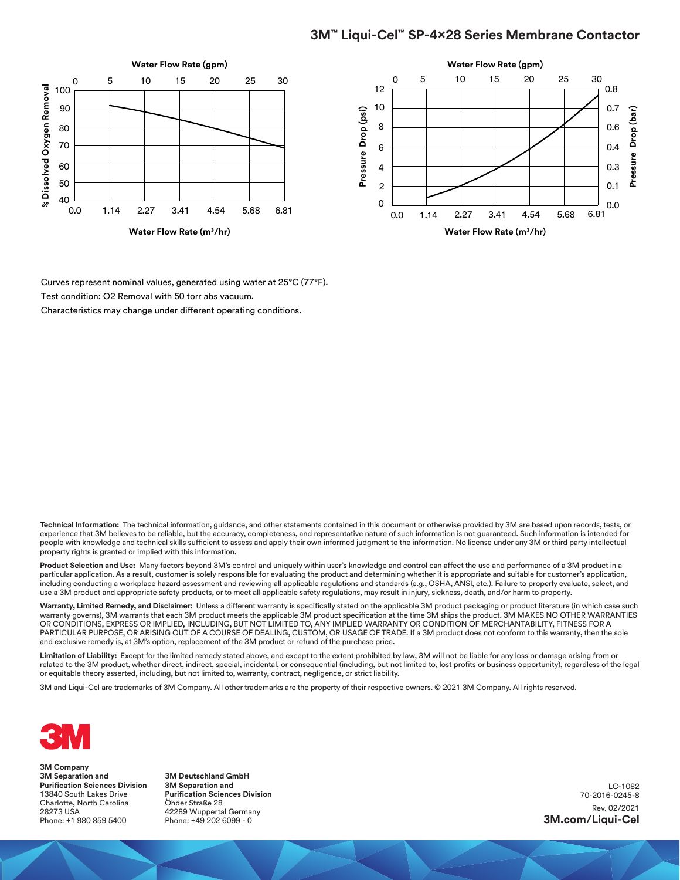# 3M™ Liqui-Cel™ SP-4×28 Series Membrane Contactor

Water Flow Rate (gpm)

0 5 10 15 20 25 30

% Dissolved Oxygen Removal

100 90 80 70 60 50 40

0.0 1.14 2.27 3.41 4.54 5.68 6.81

Water Flow Rate (m³/hr)

Water Flow Rate (gpm)

0 5 10 15 20 25 30

Pressure Drop (psi)

12 10 8 6 4 2 0

Pressure Drop (bar)

0.8 0.7 0.6 0.4 0.3 0.1 0.0

0.0 1.14 2.27 3.41 4.54 5.68 6.81

Water Flow Rate (m³/hr)

Curves represent nominal values, generated using water at 25°C (77°F).

Test condition: O2 Removal with 50 torr abs vacuum.

Characteristics may change under different operating conditions.

**Technical Information:** The technical information, guidance, and other statements contained in this document or otherwise provided by 3M are based upon records, tests, or experience that 3M believes to be reliable, but the accuracy, completeness, and representative nature of such information is not guaranteed. Such information is intended for people with knowledge and technical skills sufficient to assess and apply their own informed judgment to the information. No license under any 3M or third party intellectual property rights is granted or implied with this information.

**Product Selection and Use:** Many factors beyond 3M's control and uniquely within user's knowledge and control can affect the use and performance of a 3M product in a particular application. As a result, customer is solely responsible for evaluating the product and determining whether it is appropriate and suitable for customer's application, including conducting a workplace hazard assessment and reviewing all applicable regulations and standards (e.g., OSHA, ANSI, etc.). Failure to properly evaluate, select, and use a 3M product and appropriate safety products, or to meet all applicable safety regulations, may result in injury, sickness, death, and/or harm to property.

**Warranty, Limited Remedy, and Disclaimer:** Unless a different warranty is specifically stated on the applicable 3M product packaging or product literature (in which case such warranty governs), 3M warrants that each 3M product meets the applicable 3M product specification at the time 3M ships the product. 3M MAKES NO OTHER WARRANTIES OR CONDITIONS, EXPRESS OR IMPLIED, INCLUDING, BUT NOT LIMITED TO, ANY IMPLIED WARRANTY OR CONDITION OF MERCHANTABILITY, FITNESS FOR A PARTICULAR PURPOSE, OR ARISING OUT OF A COURSE OF DEALING, CUSTOM, OR USAGE OF TRADE. If a 3M product does not conform to this warranty, then the sole and exclusive remedy is, at 3M's option, replacement of the 3M product or refund of the purchase price.

**Limitation of Liability:** Except for the limited remedy stated above, and except to the extent prohibited by law, 3M will not be liable for any loss or damage arising from or related to the 3M product, whether direct, indirect, special, incidental, or consequential (including, but not limited to, lost profits or business opportunity), regardless of the legal or equitable theory asserted, including, but not limited to, warranty, contract, negligence, or strict liability.

3M and Liqui-Cel are trademarks of 3M Company. All other trademarks are the property of their respective owners. © 2021 3M Company. All rights reserved.

**3M Company**
**3M Separation and Purification Sciences Division**
13840 South Lakes Drive
Charlotte, North Carolina
28273 USA
Phone: +1 980 859 5400

**3M Deutschland GmbH**
**3M Separation and Purification Sciences Division**
Öhder Straße 28
42289 Wuppertal Germany
Phone: +49 202 6099 - 0

LC-1082
70-2016-0245-8
Rev. 02/2021
**3M.com/Liqui-Cel**